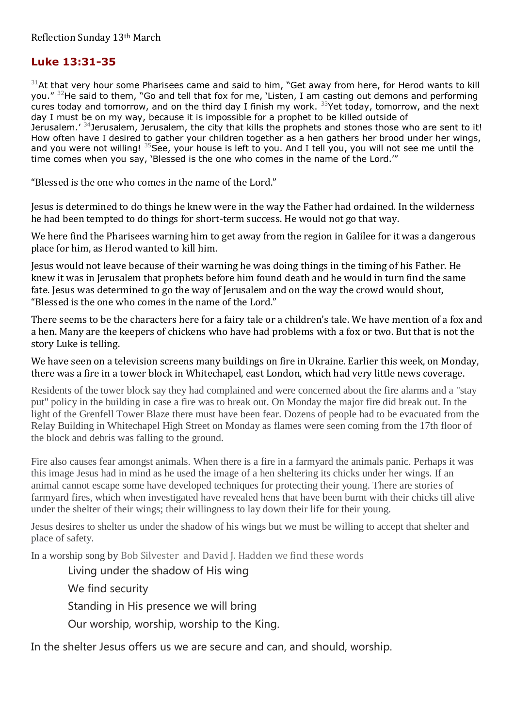Reflection Sunday 13th March

## Luke 13:31-35

[31]At that very hour some Pharisees came and said to him, "Get away from here, for Herod wants to kill you." [32]He said to them, "Go and tell that fox for me, 'Listen, I am casting out demons and performing cures today and tomorrow, and on the third day I finish my work. [33]Yet today, tomorrow, and the next day I must be on my way, because it is impossible for a prophet to be killed outside of Jerusalem.' [34]Jerusalem, Jerusalem, the city that kills the prophets and stones those who are sent to it! How often have I desired to gather your children together as a hen gathers her brood under her wings, and you were not willing! [35]See, your house is left to you. And I tell you, you will not see me until the time comes when you say, 'Blessed is the one who comes in the name of the Lord.'"

"Blessed is the one who comes in the name of the Lord."

Jesus is determined to do things he knew were in the way the Father had ordained. In the wilderness he had been tempted to do things for short-term success. He would not go that way.

We here find the Pharisees warning him to get away from the region in Galilee for it was a dangerous place for him, as Herod wanted to kill him.

Jesus would not leave because of their warning he was doing things in the timing of his Father. He knew it was in Jerusalem that prophets before him found death and he would in turn find the same fate. Jesus was determined to go the way of Jerusalem and on the way the crowd would shout, "Blessed is the one who comes in the name of the Lord."

There seems to be the characters here for a fairy tale or a children's tale. We have mention of a fox and a hen. Many are the keepers of chickens who have had problems with a fox or two. But that is not the story Luke is telling.

We have seen on a television screens many buildings on fire in Ukraine. Earlier this week, on Monday, there was a fire in a tower block in Whitechapel, east London, which had very little news coverage.

Residents of the tower block say they had complained and were concerned about the fire alarms and a "stay put" policy in the building in case a fire was to break out. On Monday the major fire did break out. In the light of the Grenfell Tower Blaze there must have been fear. Dozens of people had to be evacuated from the Relay Building in Whitechapel High Street on Monday as flames were seen coming from the 17th floor of the block and debris was falling to the ground.

Fire also causes fear amongst animals. When there is a fire in a farmyard the animals panic. Perhaps it was this image Jesus had in mind as he used the image of a hen sheltering its chicks under her wings. If an animal cannot escape some have developed techniques for protecting their young. There are stories of farmyard fires, which when investigated have revealed hens that have been burnt with their chicks till alive under the shelter of their wings; their willingness to lay down their life for their young.

Jesus desires to shelter us under the shadow of his wings but we must be willing to accept that shelter and place of safety.

In a worship song by Bob Silvester and David J. Hadden we find these words

> Living under the shadow of His wing
>
> We find security
>
> Standing in His presence we will bring
>
> Our worship, worship, worship to the King.

In the shelter Jesus offers us we are secure and can, and should, worship.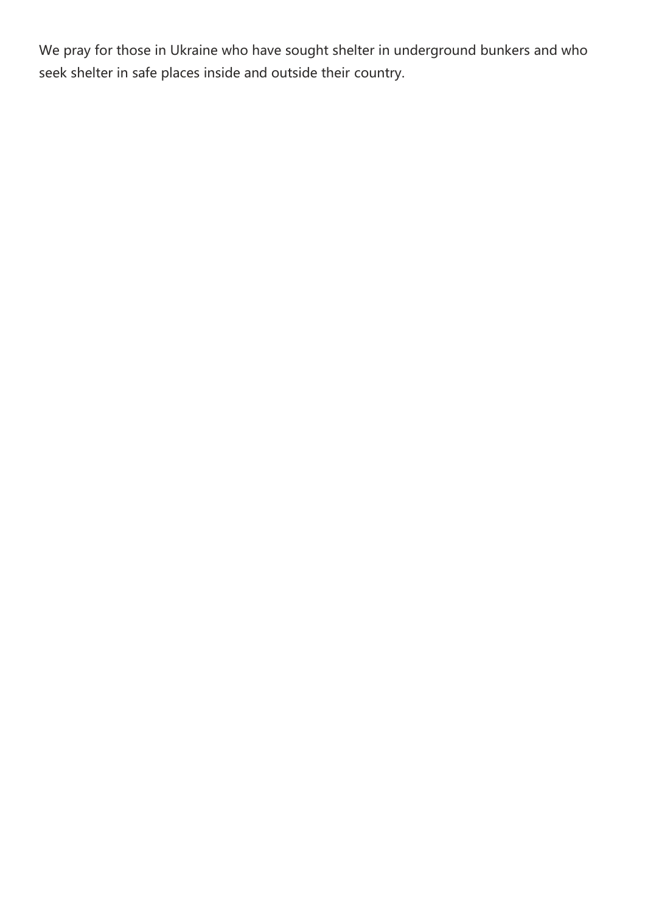We pray for those in Ukraine who have sought shelter in underground bunkers and who seek shelter in safe places inside and outside their country.